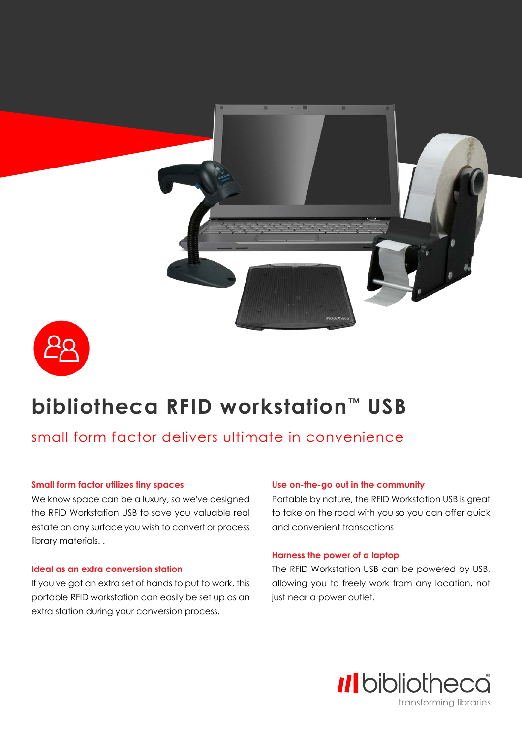# bibliotheca RFID workstation™ USB

## small form factor delivers ultimate in convenience

### Small form factor utilizes tiny spaces

We know space can be a luxury, so we've designed the RFID Workstation USB to save you valuable real estate on any surface you wish to convert or process library materials. .

### Ideal as an extra conversion station

If you've got an extra set of hands to put to work, this portable RFID workstation can easily be set up as an extra station during your conversion process.

### Use on-the-go out in the community

Portable by nature, the RFID Workstation USB is great to take on the road with you so you can offer quick and convenient transactions

### Harness the power of a laptop

The RFID Workstation USB can be powered by USB, allowing you to freely work from any location, not just near a power outlet.

bibliotheca®
transforming libraries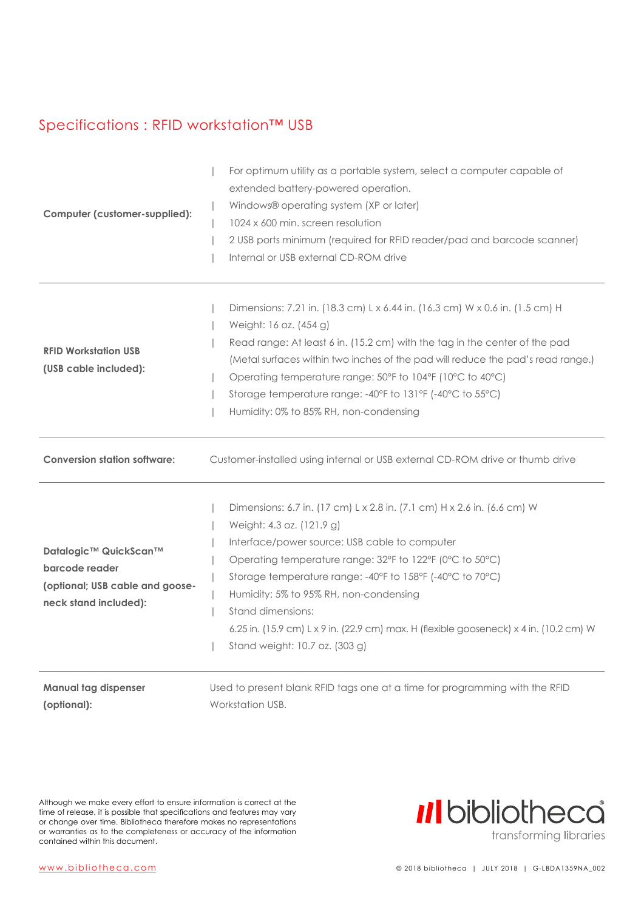## Specifications : RFID workstation™ USB

| | |
|---|---|
| **Computer (customer-supplied):** | For optimum utility as a portable system, select a computer capable of extended battery-powered operation.<br>Windows® operating system (XP or later)<br>1024 x 600 min. screen resolution<br>2 USB ports minimum (required for RFID reader/pad and barcode scanner)<br>Internal or USB external CD-ROM drive |
| **RFID Workstation USB (USB cable included):** | Dimensions: 7.21 in. (18.3 cm) L x 6.44 in. (16.3 cm) W x 0.6 in. (1.5 cm) H<br>Weight: 16 oz. (454 g)<br>Read range: At least 6 in. (15.2 cm) with the tag in the center of the pad (Metal surfaces within two inches of the pad will reduce the pad's read range.)<br>Operating temperature range: 50°F to 104°F (10°C to 40°C)<br>Storage temperature range: -40°F to 131°F (-40°C to 55°C)<br>Humidity: 0% to 85% RH, non-condensing |
| **Conversion station software:** | Customer-installed using internal or USB external CD-ROM drive or thumb drive |
| **Datalogic™ QuickScan™ barcode reader (optional; USB cable and goose-neck stand included):** | Dimensions: 6.7 in. (17 cm) L x 2.8 in. (7.1 cm) H x 2.6 in. (6.6 cm) W<br>Weight: 4.3 oz. (121.9 g)<br>Interface/power source: USB cable to computer<br>Operating temperature range: 32°F to 122°F (0°C to 50°C)<br>Storage temperature range: -40°F to 158°F (-40°C to 70°C)<br>Humidity: 5% to 95% RH, non-condensing<br>Stand dimensions:<br>6.25 in. (15.9 cm) L x 9 in. (22.9 cm) max. H (flexible gooseneck) x 4 in. (10.2 cm) W<br>Stand weight: 10.7 oz. (303 g) |
| **Manual tag dispenser (optional):** | Used to present blank RFID tags one at a time for programming with the RFID Workstation USB. |

Although we make every effort to ensure information is correct at the time of release, it is possible that specifications and features may vary or change over time. Bibliotheca therefore makes no representations or warranties as to the completeness or accuracy of the information contained within this document.

bibliotheca® transforming libraries

www.bibliotheca.com

© 2018 bibliotheca | JULY 2018 | G-LBDA1359NA_002